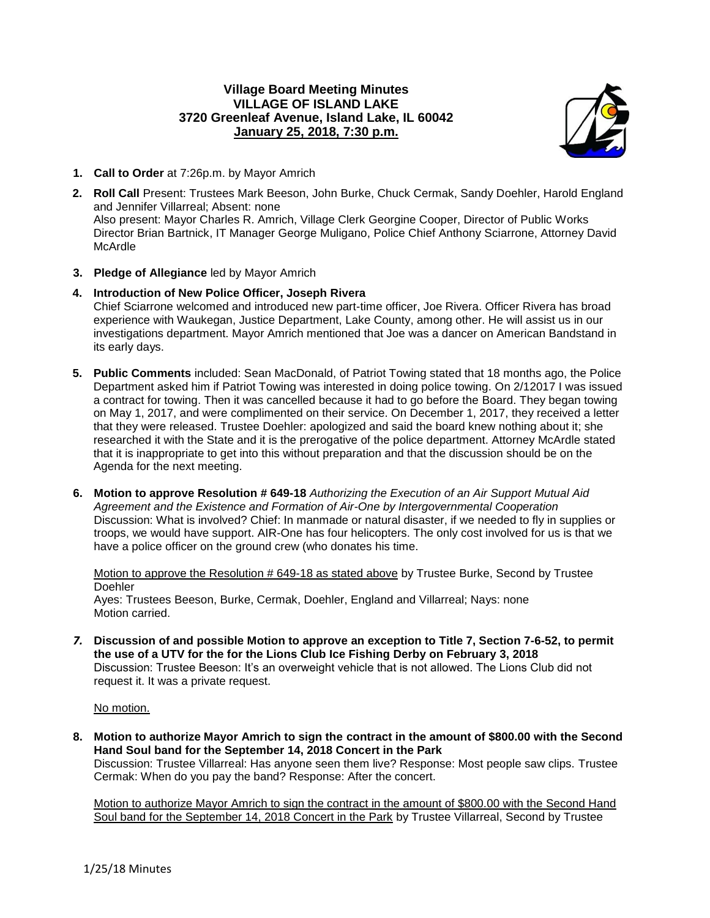# Village Board Meeting Minutes
## VILLAGE OF ISLAND LAKE
### 3720 Greenleaf Avenue, Island Lake, IL 60042
### January 25, 2018, 7:30 p.m.

1. **Call to Order** at 7:26p.m. by Mayor Amrich

2. **Roll Call** Present: Trustees Mark Beeson, John Burke, Chuck Cermak, Sandy Doehler, Harold England and Jennifer Villarreal; Absent: none
   Also present: Mayor Charles R. Amrich, Village Clerk Georgine Cooper, Director of Public Works Director Brian Bartnick, IT Manager George Muligano, Police Chief Anthony Sciarrone, Attorney David McArdle

3. **Pledge of Allegiance** led by Mayor Amrich

4. **Introduction of New Police Officer, Joseph Rivera**
   Chief Sciarrone welcomed and introduced new part-time officer, Joe Rivera. Officer Rivera has broad experience with Waukegan, Justice Department, Lake County, among other. He will assist us in our investigations department. Mayor Amrich mentioned that Joe was a dancer on American Bandstand in its early days.

5. **Public Comments** included: Sean MacDonald, of Patriot Towing stated that 18 months ago, the Police Department asked him if Patriot Towing was interested in doing police towing. On 2/12017 I was issued a contract for towing. Then it was cancelled because it had to go before the Board. They began towing on May 1, 2017, and were complimented on their service. On December 1, 2017, they received a letter that they were released. Trustee Doehler: apologized and said the board knew nothing about it; she researched it with the State and it is the prerogative of the police department. Attorney McArdle stated that it is inappropriate to get into this without preparation and that the discussion should be on the Agenda for the next meeting.

6. **Motion to approve Resolution # 649-18** *Authorizing the Execution of an Air Support Mutual Aid Agreement and the Existence and Formation of Air-One by Intergovernmental Cooperation*
   Discussion: What is involved? Chief: In manmade or natural disaster, if we needed to fly in supplies or troops, we would have support. AIR-One has four helicopters. The only cost involved for us is that we have a police officer on the ground crew (who donates his time.

   Motion to approve the Resolution # 649-18 as stated above by Trustee Burke, Second by Trustee Doehler
   Ayes: Trustees Beeson, Burke, Cermak, Doehler, England and Villarreal; Nays: none
   Motion carried.

7. **Discussion of and possible Motion to approve an exception to Title 7, Section 7-6-52, to permit the use of a UTV for the for the Lions Club Ice Fishing Derby on February 3, 2018**
   Discussion: Trustee Beeson: It's an overweight vehicle that is not allowed. The Lions Club did not request it. It was a private request.

   No motion.

8. **Motion to authorize Mayor Amrich to sign the contract in the amount of $800.00 with the Second Hand Soul band for the September 14, 2018 Concert in the Park**
   Discussion: Trustee Villarreal: Has anyone seen them live? Response: Most people saw clips. Trustee Cermak: When do you pay the band? Response: After the concert.

   Motion to authorize Mayor Amrich to sign the contract in the amount of $800.00 with the Second Hand Soul band for the September 14, 2018 Concert in the Park by Trustee Villarreal, Second by Trustee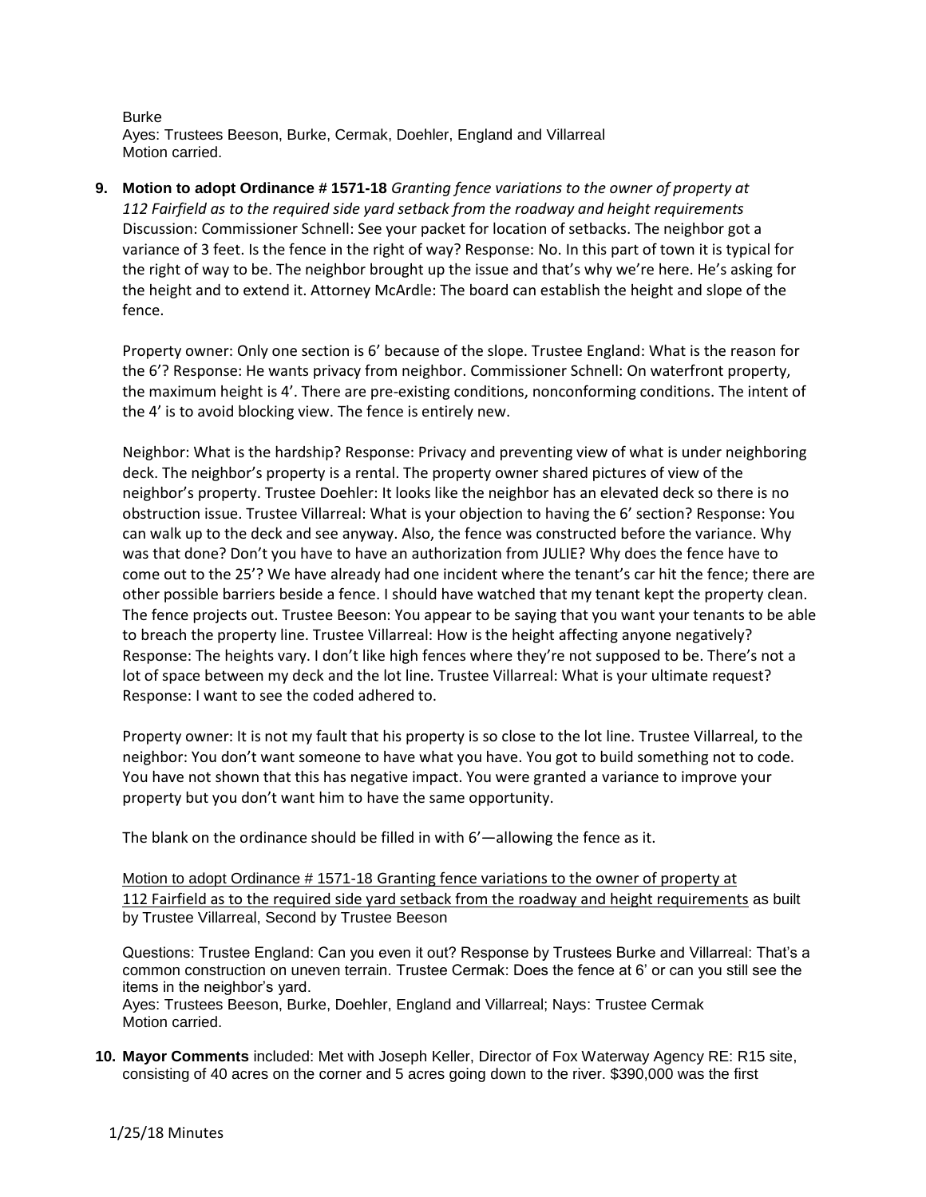Burke
Ayes: Trustees Beeson, Burke, Cermak, Doehler, England and Villarreal
Motion carried.

9. **Motion to adopt Ordinance # 1571-18** *Granting fence variations to the owner of property at 112 Fairfield as to the required side yard setback from the roadway and height requirements*
Discussion: Commissioner Schnell: See your packet for location of setbacks. The neighbor got a variance of 3 feet. Is the fence in the right of way? Response: No. In this part of town it is typical for the right of way to be. The neighbor brought up the issue and that's why we're here. He's asking for the height and to extend it. Attorney McArdle: The board can establish the height and slope of the fence.

   Property owner: Only one section is 6' because of the slope. Trustee England: What is the reason for the 6'? Response: He wants privacy from neighbor. Commissioner Schnell: On waterfront property, the maximum height is 4'. There are pre-existing conditions, nonconforming conditions. The intent of the 4' is to avoid blocking view. The fence is entirely new.

   Neighbor: What is the hardship? Response: Privacy and preventing view of what is under neighboring deck. The neighbor's property is a rental. The property owner shared pictures of view of the neighbor's property. Trustee Doehler: It looks like the neighbor has an elevated deck so there is no obstruction issue. Trustee Villarreal: What is your objection to having the 6' section? Response: You can walk up to the deck and see anyway. Also, the fence was constructed before the variance. Why was that done? Don't you have to have an authorization from JULIE? Why does the fence have to come out to the 25'? We have already had one incident where the tenant's car hit the fence; there are other possible barriers beside a fence. I should have watched that my tenant kept the property clean. The fence projects out. Trustee Beeson: You appear to be saying that you want your tenants to be able to breach the property line. Trustee Villarreal: How is the height affecting anyone negatively? Response: The heights vary. I don't like high fences where they're not supposed to be. There's not a lot of space between my deck and the lot line. Trustee Villarreal: What is your ultimate request? Response: I want to see the coded adhered to.

   Property owner: It is not my fault that his property is so close to the lot line. Trustee Villarreal, to the neighbor: You don't want someone to have what you have. You got to build something not to code. You have not shown that this has negative impact. You were granted a variance to improve your property but you don't want him to have the same opportunity.

   The blank on the ordinance should be filled in with 6'—allowing the fence as it.

   Motion to adopt Ordinance # 1571-18 Granting fence variations to the owner of property at 112 Fairfield as to the required side yard setback from the roadway and height requirements as built by Trustee Villarreal, Second by Trustee Beeson

   Questions: Trustee England: Can you even it out? Response by Trustees Burke and Villarreal: That's a common construction on uneven terrain. Trustee Cermak: Does the fence at 6' or can you still see the items in the neighbor's yard.
   Ayes: Trustees Beeson, Burke, Doehler, England and Villarreal; Nays: Trustee Cermak
   Motion carried.

10. **Mayor Comments** included: Met with Joseph Keller, Director of Fox Waterway Agency RE: R15 site, consisting of 40 acres on the corner and 5 acres going down to the river. $390,000 was the first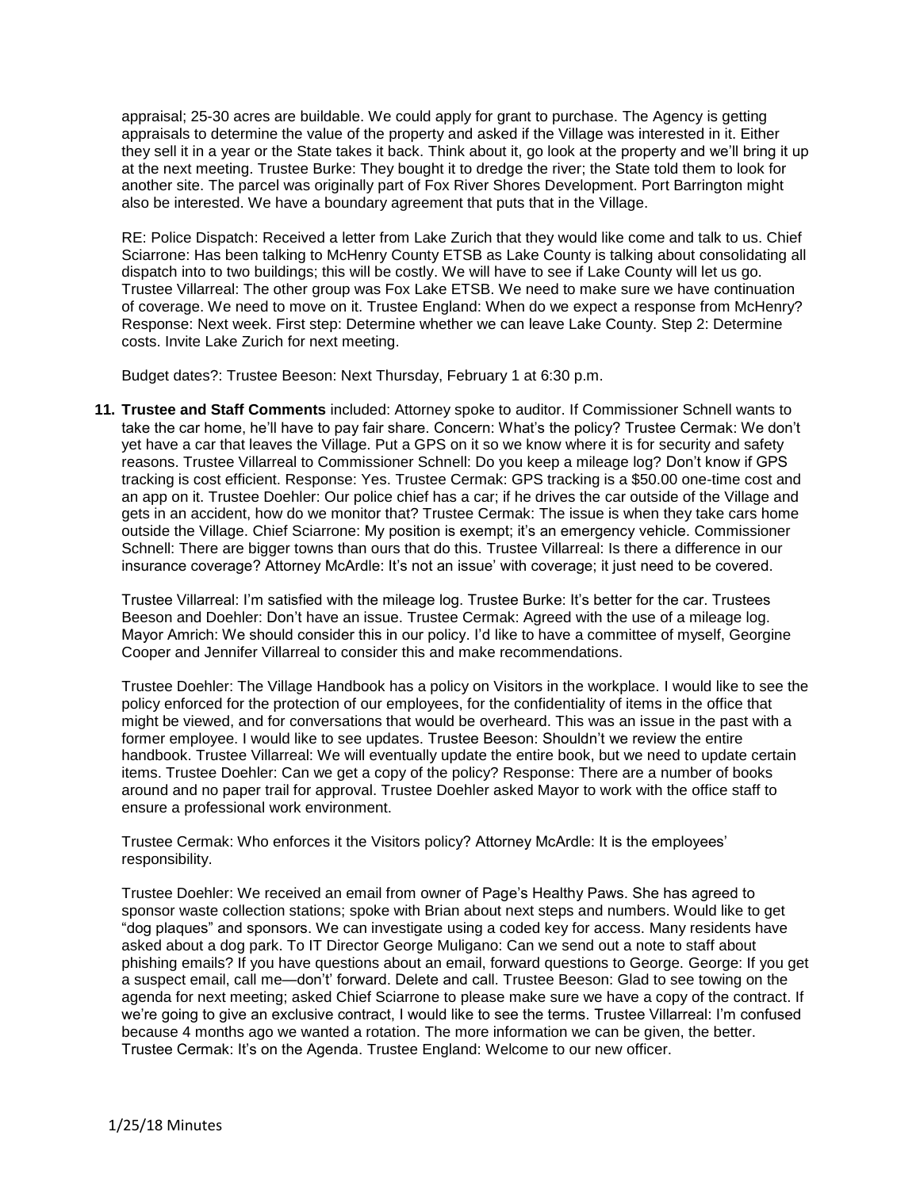appraisal; 25-30 acres are buildable. We could apply for grant to purchase. The Agency is getting appraisals to determine the value of the property and asked if the Village was interested in it. Either they sell it in a year or the State takes it back. Think about it, go look at the property and we'll bring it up at the next meeting. Trustee Burke: They bought it to dredge the river; the State told them to look for another site. The parcel was originally part of Fox River Shores Development. Port Barrington might also be interested. We have a boundary agreement that puts that in the Village.

RE: Police Dispatch: Received a letter from Lake Zurich that they would like come and talk to us. Chief Sciarrone: Has been talking to McHenry County ETSB as Lake County is talking about consolidating all dispatch into to two buildings; this will be costly. We will have to see if Lake County will let us go. Trustee Villarreal: The other group was Fox Lake ETSB. We need to make sure we have continuation of coverage. We need to move on it. Trustee England: When do we expect a response from McHenry? Response: Next week. First step: Determine whether we can leave Lake County. Step 2: Determine costs. Invite Lake Zurich for next meeting.

Budget dates?: Trustee Beeson: Next Thursday, February 1 at 6:30 p.m.

**11. Trustee and Staff Comments** included: Attorney spoke to auditor. If Commissioner Schnell wants to take the car home, he'll have to pay fair share. Concern: What's the policy? Trustee Cermak: We don't yet have a car that leaves the Village. Put a GPS on it so we know where it is for security and safety reasons. Trustee Villarreal to Commissioner Schnell: Do you keep a mileage log? Don't know if GPS tracking is cost efficient. Response: Yes. Trustee Cermak: GPS tracking is a $50.00 one-time cost and an app on it. Trustee Doehler: Our police chief has a car; if he drives the car outside of the Village and gets in an accident, how do we monitor that? Trustee Cermak: The issue is when they take cars home outside the Village. Chief Sciarrone: My position is exempt; it's an emergency vehicle. Commissioner Schnell: There are bigger towns than ours that do this. Trustee Villarreal: Is there a difference in our insurance coverage? Attorney McArdle: It's not an issue' with coverage; it just need to be covered.

Trustee Villarreal: I'm satisfied with the mileage log. Trustee Burke: It's better for the car. Trustees Beeson and Doehler: Don't have an issue. Trustee Cermak: Agreed with the use of a mileage log. Mayor Amrich: We should consider this in our policy. I'd like to have a committee of myself, Georgine Cooper and Jennifer Villarreal to consider this and make recommendations.

Trustee Doehler: The Village Handbook has a policy on Visitors in the workplace. I would like to see the policy enforced for the protection of our employees, for the confidentiality of items in the office that might be viewed, and for conversations that would be overheard. This was an issue in the past with a former employee. I would like to see updates. Trustee Beeson: Shouldn't we review the entire handbook. Trustee Villarreal: We will eventually update the entire book, but we need to update certain items. Trustee Doehler: Can we get a copy of the policy? Response: There are a number of books around and no paper trail for approval. Trustee Doehler asked Mayor to work with the office staff to ensure a professional work environment.

Trustee Cermak: Who enforces it the Visitors policy? Attorney McArdle: It is the employees' responsibility.

Trustee Doehler: We received an email from owner of Page's Healthy Paws. She has agreed to sponsor waste collection stations; spoke with Brian about next steps and numbers. Would like to get "dog plaques" and sponsors. We can investigate using a coded key for access. Many residents have asked about a dog park. To IT Director George Muligano: Can we send out a note to staff about phishing emails? If you have questions about an email, forward questions to George. George: If you get a suspect email, call me—don't' forward. Delete and call. Trustee Beeson: Glad to see towing on the agenda for next meeting; asked Chief Sciarrone to please make sure we have a copy of the contract. If we're going to give an exclusive contract, I would like to see the terms. Trustee Villarreal: I'm confused because 4 months ago we wanted a rotation. The more information we can be given, the better. Trustee Cermak: It's on the Agenda. Trustee England: Welcome to our new officer.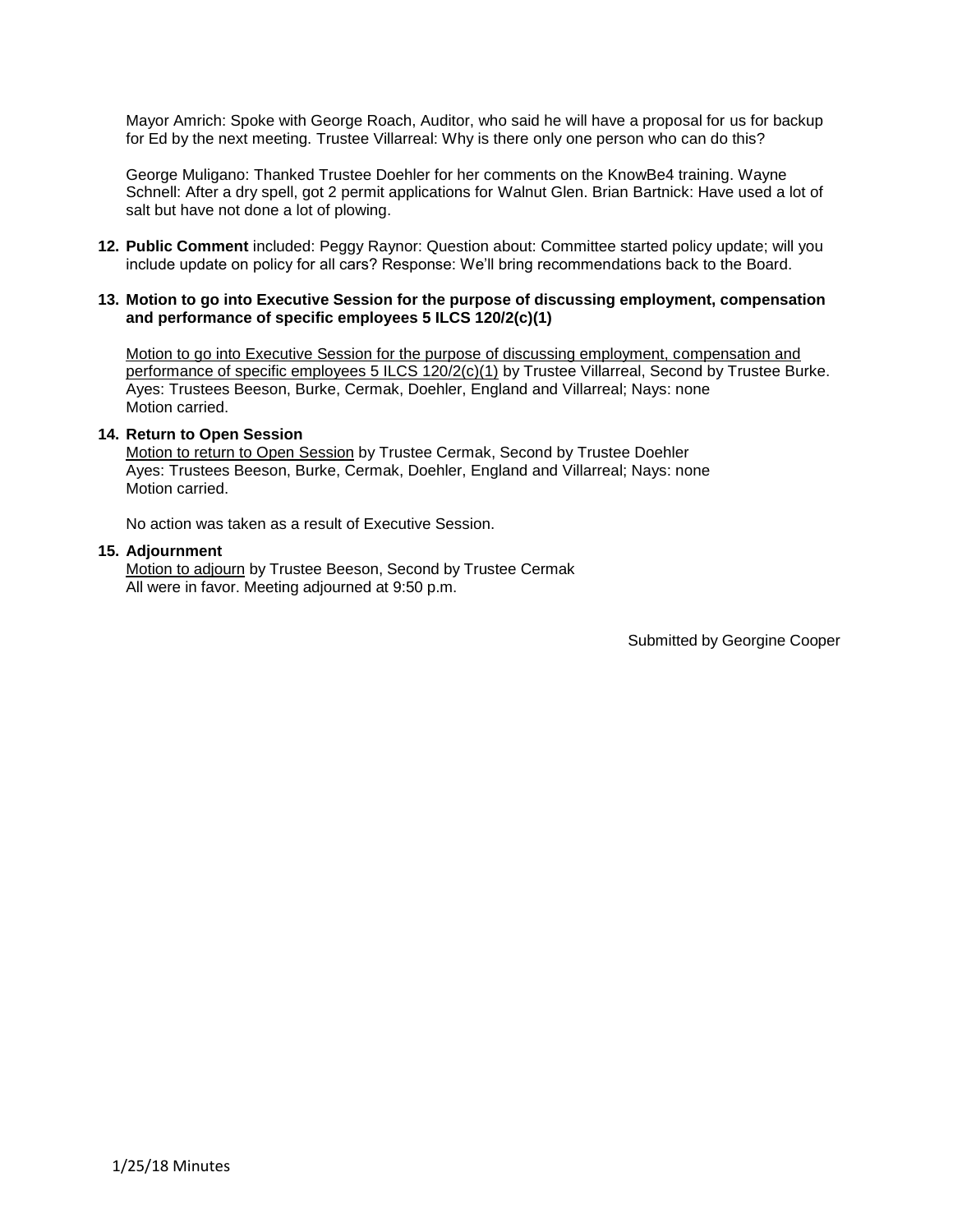Mayor Amrich: Spoke with George Roach, Auditor, who said he will have a proposal for us for backup for Ed by the next meeting. Trustee Villarreal: Why is there only one person who can do this?

George Muligano: Thanked Trustee Doehler for her comments on the KnowBe4 training. Wayne Schnell: After a dry spell, got 2 permit applications for Walnut Glen. Brian Bartnick: Have used a lot of salt but have not done a lot of plowing.

12. **Public Comment** included: Peggy Raynor: Question about: Committee started policy update; will you include update on policy for all cars? Response: We'll bring recommendations back to the Board.

13. **Motion to go into Executive Session for the purpose of discussing employment, compensation and performance of specific employees 5 ILCS 120/2(c)(1)**

Motion to go into Executive Session for the purpose of discussing employment, compensation and performance of specific employees 5 ILCS 120/2(c)(1) by Trustee Villarreal, Second by Trustee Burke.
Ayes: Trustees Beeson, Burke, Cermak, Doehler, England and Villarreal; Nays: none
Motion carried.

14. **Return to Open Session**

Motion to return to Open Session by Trustee Cermak, Second by Trustee Doehler
Ayes: Trustees Beeson, Burke, Cermak, Doehler, England and Villarreal; Nays: none
Motion carried.

No action was taken as a result of Executive Session.

15. **Adjournment**

Motion to adjourn by Trustee Beeson, Second by Trustee Cermak
All were in favor. Meeting adjourned at 9:50 p.m.

Submitted by Georgine Cooper